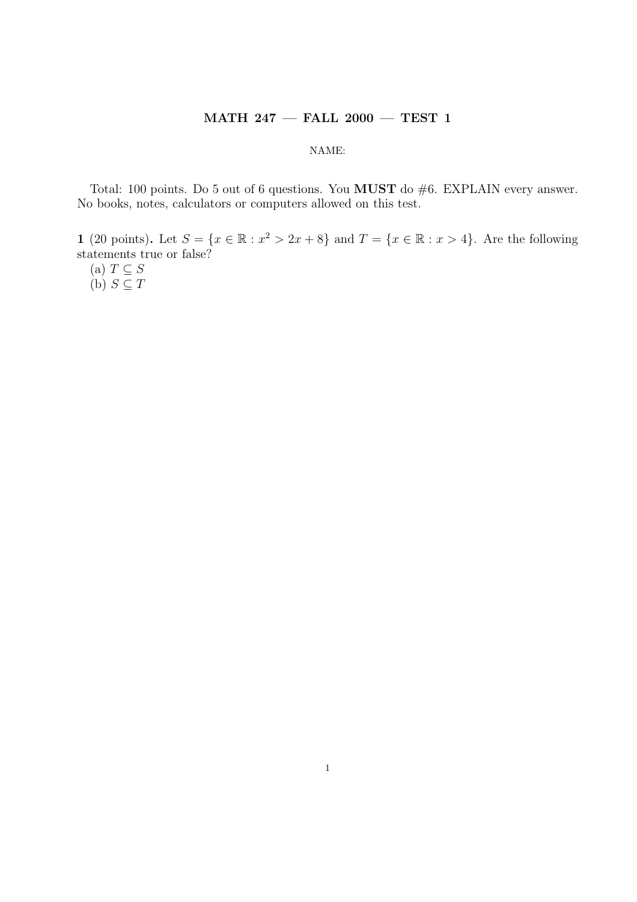# MATH 247 — FALL 2000 — TEST 1

NAME:

Total: 100 points. Do 5 out of 6 questions. You **MUST** do #6. EXPLAIN every answer. No books, notes, calculators or computers allowed on this test.

**1** (20 points)**.** Let $S = \{x \in \mathbb{R} : x^2 > 2x + 8\}$ and $T = \{x \in \mathbb{R} : x > 4\}$. Are the following statements true or false?

(a) $T \subseteq S$

(b) $S \subseteq T$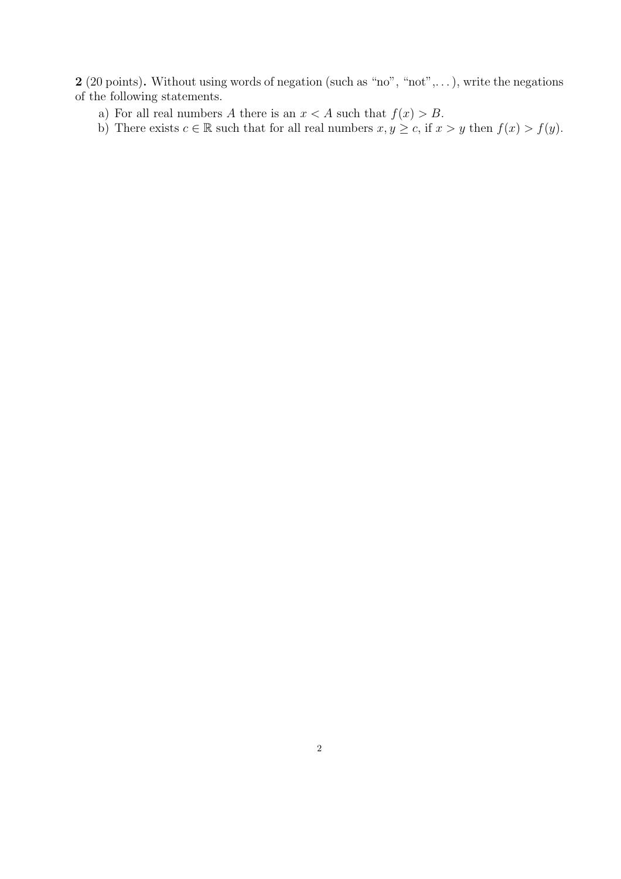**2** (20 points)**.** Without using words of negation (such as "no", "not",...), write the negations of the following statements.

a) For all real numbers $A$ there is an $x < A$ such that $f(x) > B$.

b) There exists $c \in \mathbb{R}$ such that for all real numbers $x, y \geq c$, if $x > y$ then $f(x) > f(y)$.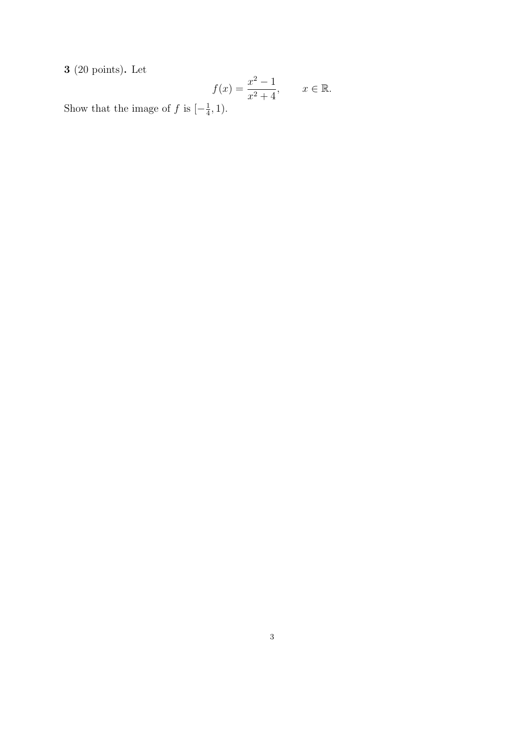**3** (20 points)**.** Let

$$f(x) = \frac{x^2 - 1}{x^2 + 4}, \qquad x \in \mathbb{R}.$$

Show that the image of $f$ is $[-\frac{1}{4}, 1)$.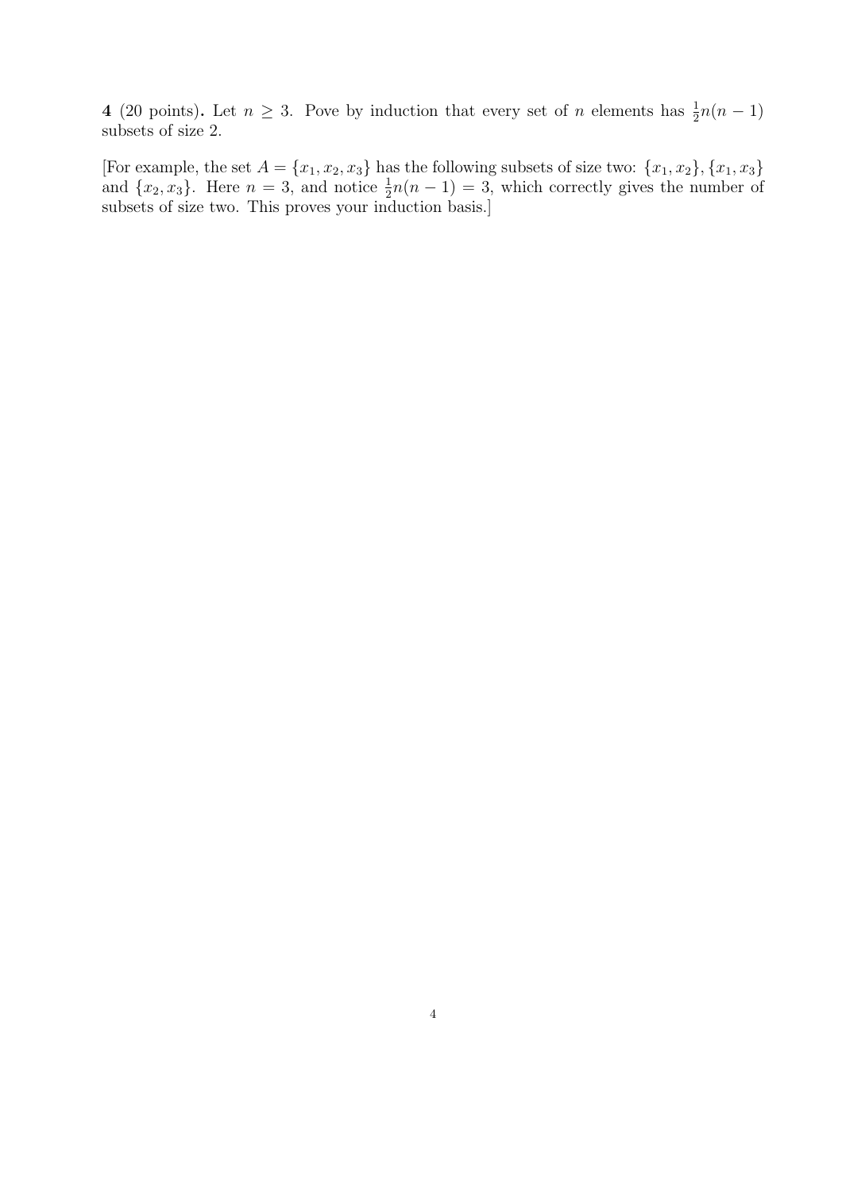**4** (20 points)**.** Let $n \geq 3$. Pove by induction that every set of $n$ elements has $\frac{1}{2}n(n-1)$ subsets of size 2.

[For example, the set $A = \{x_1, x_2, x_3\}$ has the following subsets of size two: $\{x_1, x_2\}$, $\{x_1, x_3\}$ and $\{x_2, x_3\}$. Here $n = 3$, and notice $\frac{1}{2}n(n-1) = 3$, which correctly gives the number of subsets of size two. This proves your induction basis.]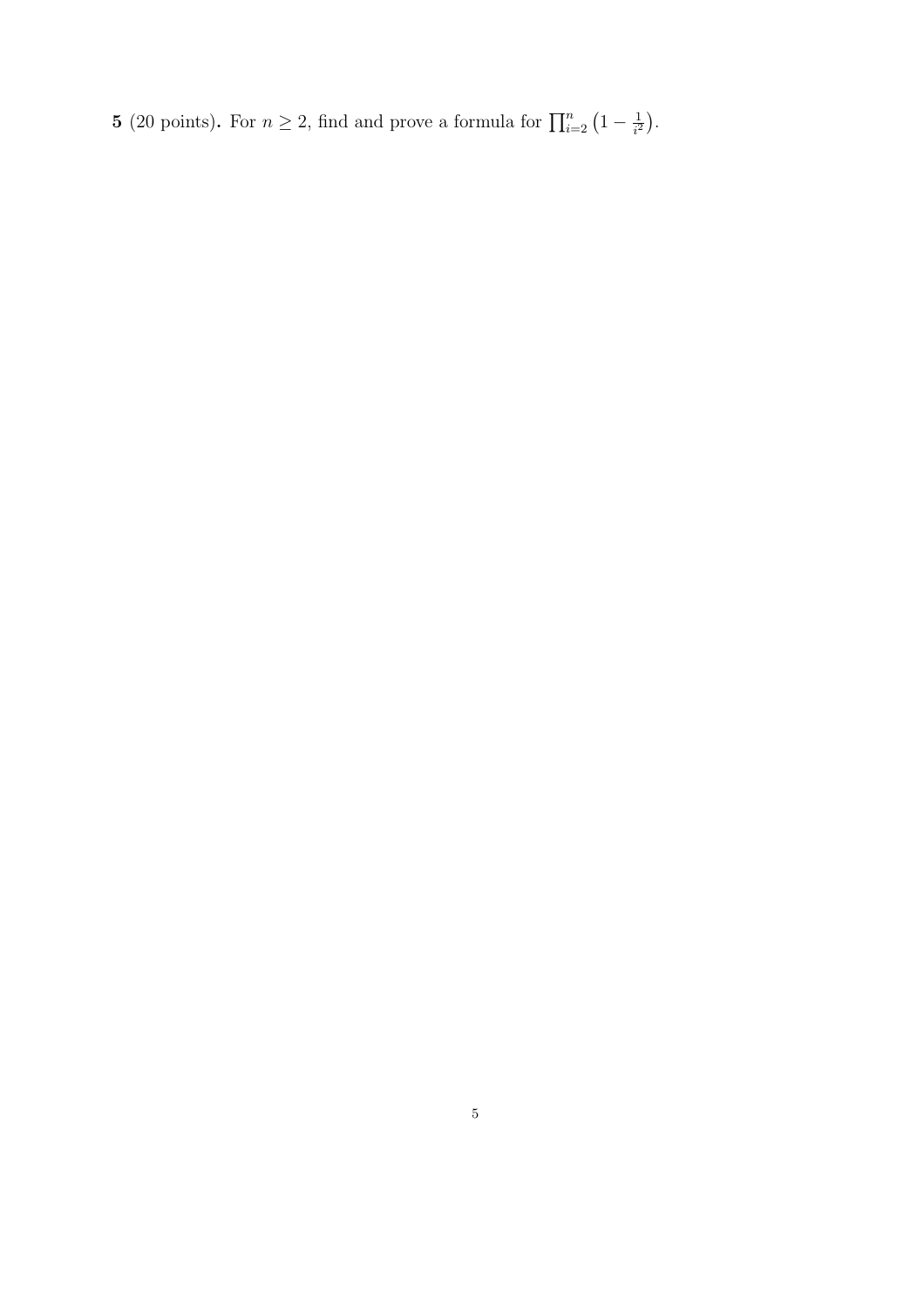**5** (20 points)**.** For $n \geq 2$, find and prove a formula for $\prod_{i=2}^{n} \left(1 - \frac{1}{i^2}\right)$.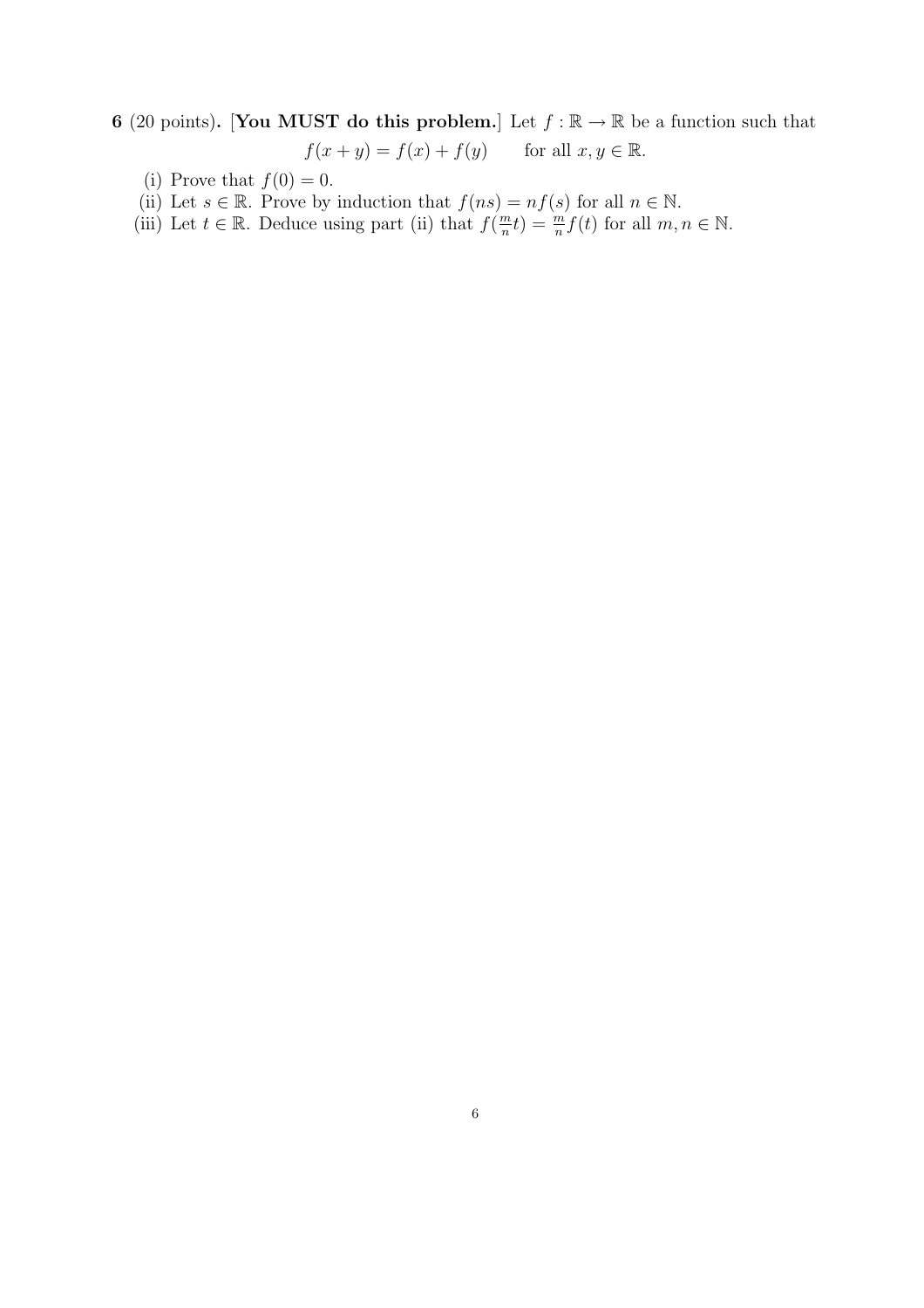**6** (20 points)**. [You MUST do this problem.]** Let $f : \mathbb{R} \to \mathbb{R}$ be a function such that

$$f(x + y) = f(x) + f(y) \qquad \text{for all } x, y \in \mathbb{R}.$$

(i) Prove that $f(0) = 0$.

(ii) Let $s \in \mathbb{R}$. Prove by induction that $f(ns) = nf(s)$ for all $n \in \mathbb{N}$.

(iii) Let $t \in \mathbb{R}$. Deduce using part (ii) that $f(\frac{m}{n}t) = \frac{m}{n}f(t)$ for all $m, n \in \mathbb{N}$.